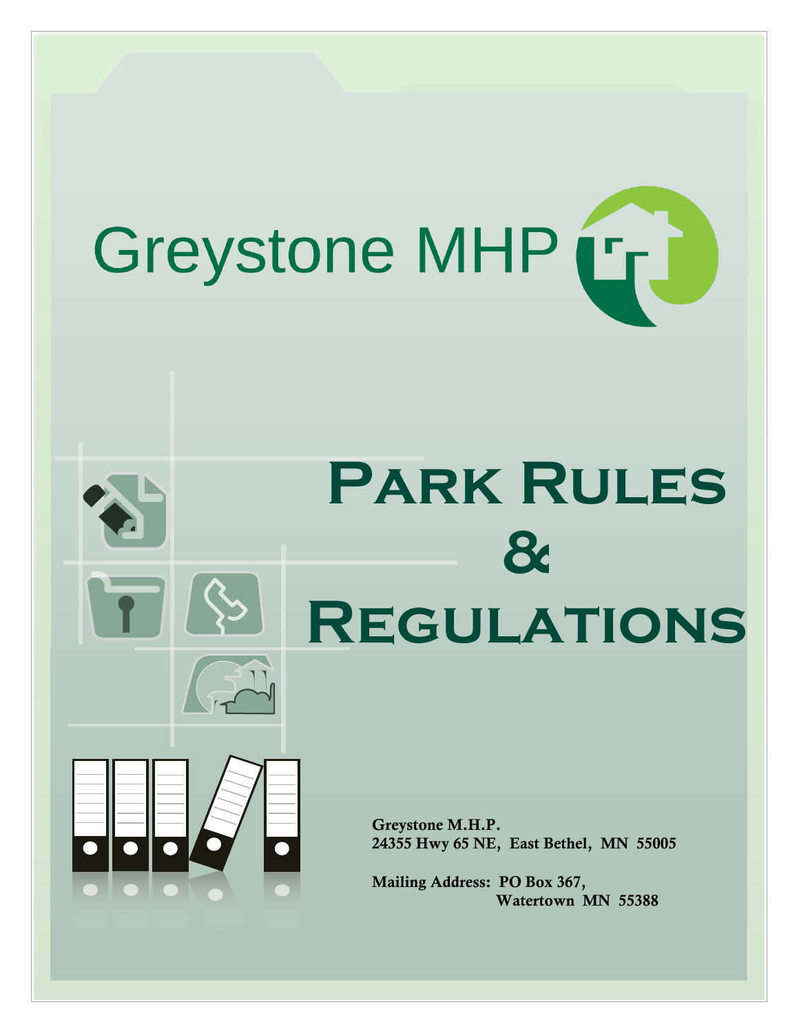# Greystone MHP

# Park Rules & Regulations

**Greystone M.H.P.**
**24355 Hwy 65 NE, East Bethel, MN 55005**

**Mailing Address: PO Box 367,**
**Watertown MN 55388**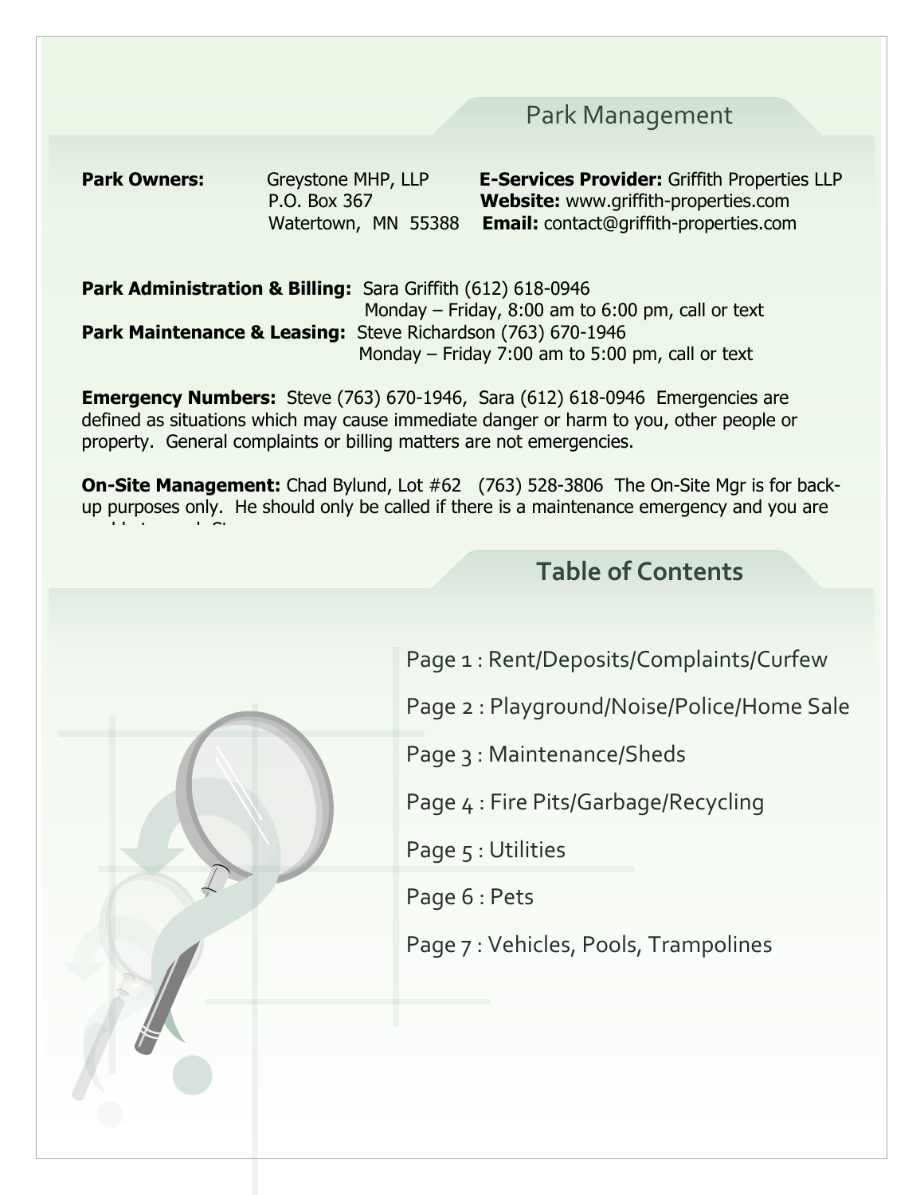## Park Management

**Park Owners:** Greystone MHP, LLP
P.O. Box 367
Watertown, MN 55388

**E-Services Provider:** Griffith Properties LLP
**Website:** www.griffith-properties.com
**Email:** contact@griffith-properties.com

**Park Administration & Billing:** Sara Griffith (612) 618-0946
Monday – Friday, 8:00 am to 6:00 pm, call or text

**Park Maintenance & Leasing:** Steve Richardson (763) 670-1946
Monday – Friday 7:00 am to 5:00 pm, call or text

**Emergency Numbers:** Steve (763) 670-1946, Sara (612) 618-0946 Emergencies are defined as situations which may cause immediate danger or harm to you, other people or property. General complaints or billing matters are not emergencies.

**On-Site Management:** Chad Bylund, Lot #62 (763) 528-3806 The On-Site Mgr is for back-up purposes only. He should only be called if there is a maintenance emergency and you are

## Table of Contents

Page 1 : Rent/Deposits/Complaints/Curfew

Page 2 : Playground/Noise/Police/Home Sale

Page 3 : Maintenance/Sheds

Page 4 : Fire Pits/Garbage/Recycling

Page 5 : Utilities

Page 6 : Pets

Page 7 : Vehicles, Pools, Trampolines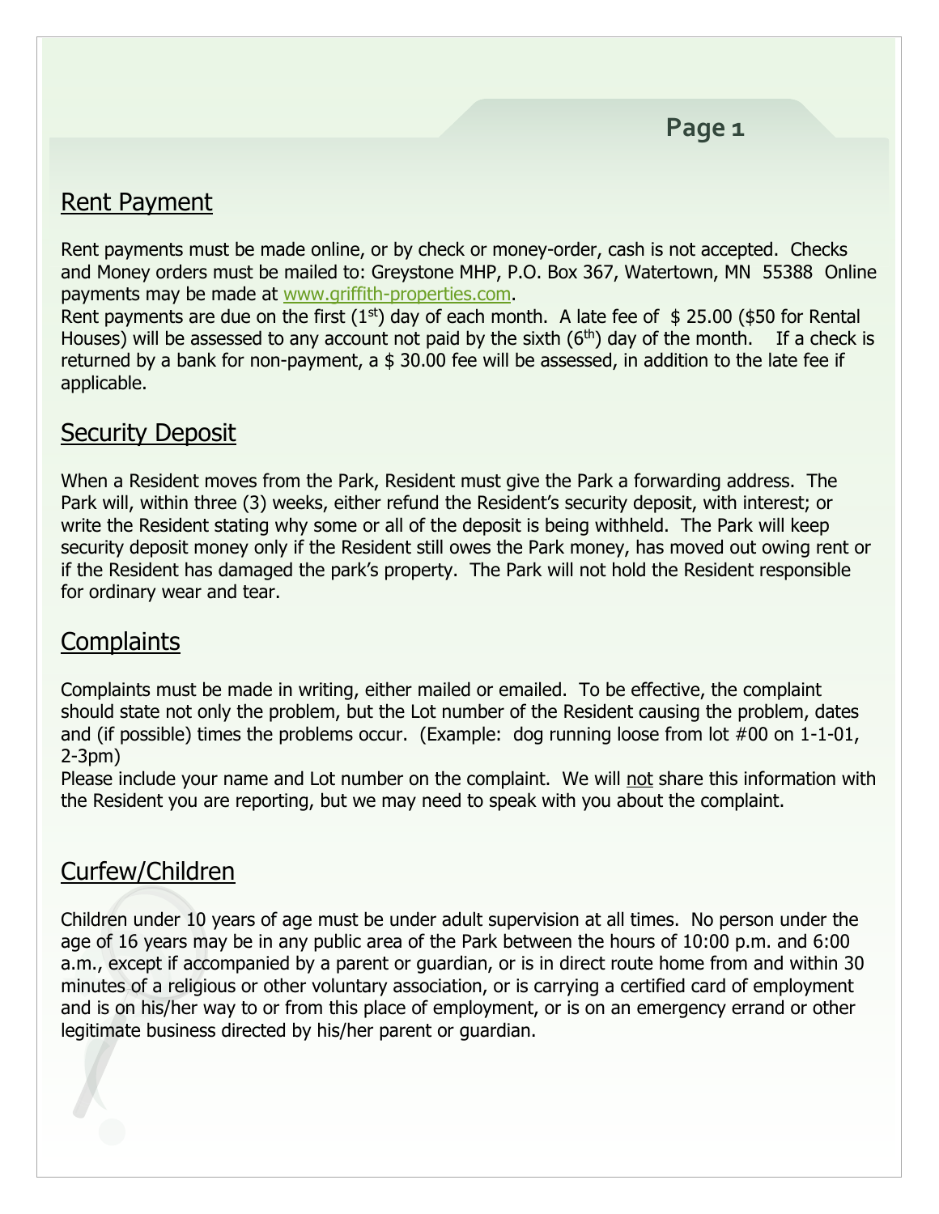## Rent Payment

Rent payments must be made online, or by check or money-order, cash is not accepted. Checks and Money orders must be mailed to: Greystone MHP, P.O. Box 367, Watertown, MN 55388 Online payments may be made at www.griffith-properties.com.

Rent payments are due on the first (1st) day of each month. A late fee of $ 25.00 ($50 for Rental Houses) will be assessed to any account not paid by the sixth (6th) day of the month. If a check is returned by a bank for non-payment, a $ 30.00 fee will be assessed, in addition to the late fee if applicable.

## Security Deposit

When a Resident moves from the Park, Resident must give the Park a forwarding address. The Park will, within three (3) weeks, either refund the Resident's security deposit, with interest; or write the Resident stating why some or all of the deposit is being withheld. The Park will keep security deposit money only if the Resident still owes the Park money, has moved out owing rent or if the Resident has damaged the park's property. The Park will not hold the Resident responsible for ordinary wear and tear.

## Complaints

Complaints must be made in writing, either mailed or emailed. To be effective, the complaint should state not only the problem, but the Lot number of the Resident causing the problem, dates and (if possible) times the problems occur. (Example: dog running loose from lot #00 on 1-1-01, 2-3pm)

Please include your name and Lot number on the complaint. We will not share this information with the Resident you are reporting, but we may need to speak with you about the complaint.

## Curfew/Children

Children under 10 years of age must be under adult supervision at all times. No person under the age of 16 years may be in any public area of the Park between the hours of 10:00 p.m. and 6:00 a.m., except if accompanied by a parent or guardian, or is in direct route home from and within 30 minutes of a religious or other voluntary association, or is carrying a certified card of employment and is on his/her way to or from this place of employment, or is on an emergency errand or other legitimate business directed by his/her parent or guardian.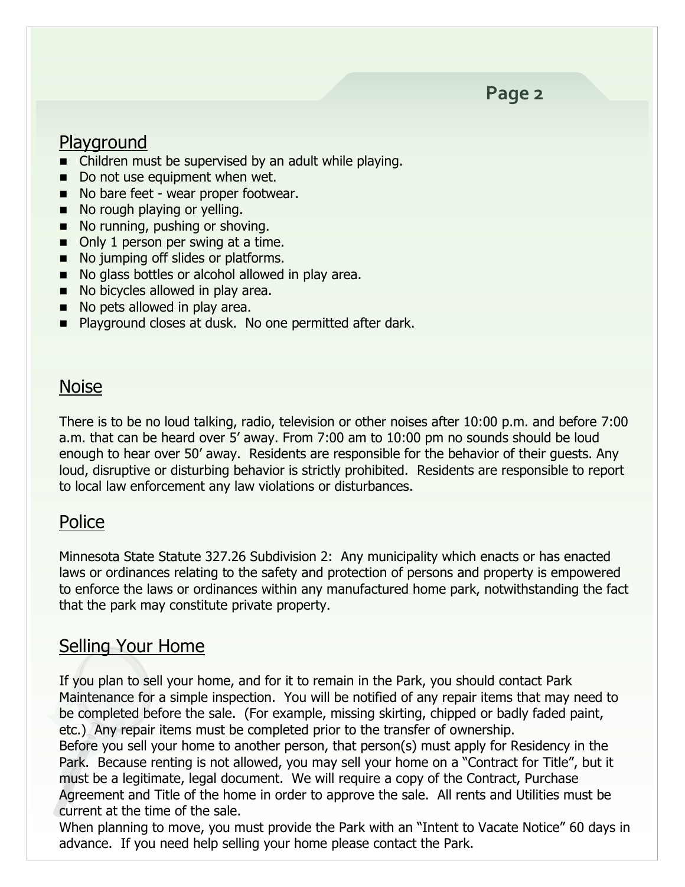## Playground

- Children must be supervised by an adult while playing.
- Do not use equipment when wet.
- No bare feet - wear proper footwear.
- No rough playing or yelling.
- No running, pushing or shoving.
- Only 1 person per swing at a time.
- No jumping off slides or platforms.
- No glass bottles or alcohol allowed in play area.
- No bicycles allowed in play area.
- No pets allowed in play area.
- Playground closes at dusk. No one permitted after dark.

## Noise

There is to be no loud talking, radio, television or other noises after 10:00 p.m. and before 7:00 a.m. that can be heard over 5' away. From 7:00 am to 10:00 pm no sounds should be loud enough to hear over 50' away. Residents are responsible for the behavior of their guests. Any loud, disruptive or disturbing behavior is strictly prohibited. Residents are responsible to report to local law enforcement any law violations or disturbances.

## Police

Minnesota State Statute 327.26 Subdivision 2: Any municipality which enacts or has enacted laws or ordinances relating to the safety and protection of persons and property is empowered to enforce the laws or ordinances within any manufactured home park, notwithstanding the fact that the park may constitute private property.

## Selling Your Home

If you plan to sell your home, and for it to remain in the Park, you should contact Park Maintenance for a simple inspection. You will be notified of any repair items that may need to be completed before the sale. (For example, missing skirting, chipped or badly faded paint, etc.) Any repair items must be completed prior to the transfer of ownership.

Before you sell your home to another person, that person(s) must apply for Residency in the Park. Because renting is not allowed, you may sell your home on a "Contract for Title", but it must be a legitimate, legal document. We will require a copy of the Contract, Purchase Agreement and Title of the home in order to approve the sale. All rents and Utilities must be current at the time of the sale.

When planning to move, you must provide the Park with an "Intent to Vacate Notice" 60 days in advance. If you need help selling your home please contact the Park.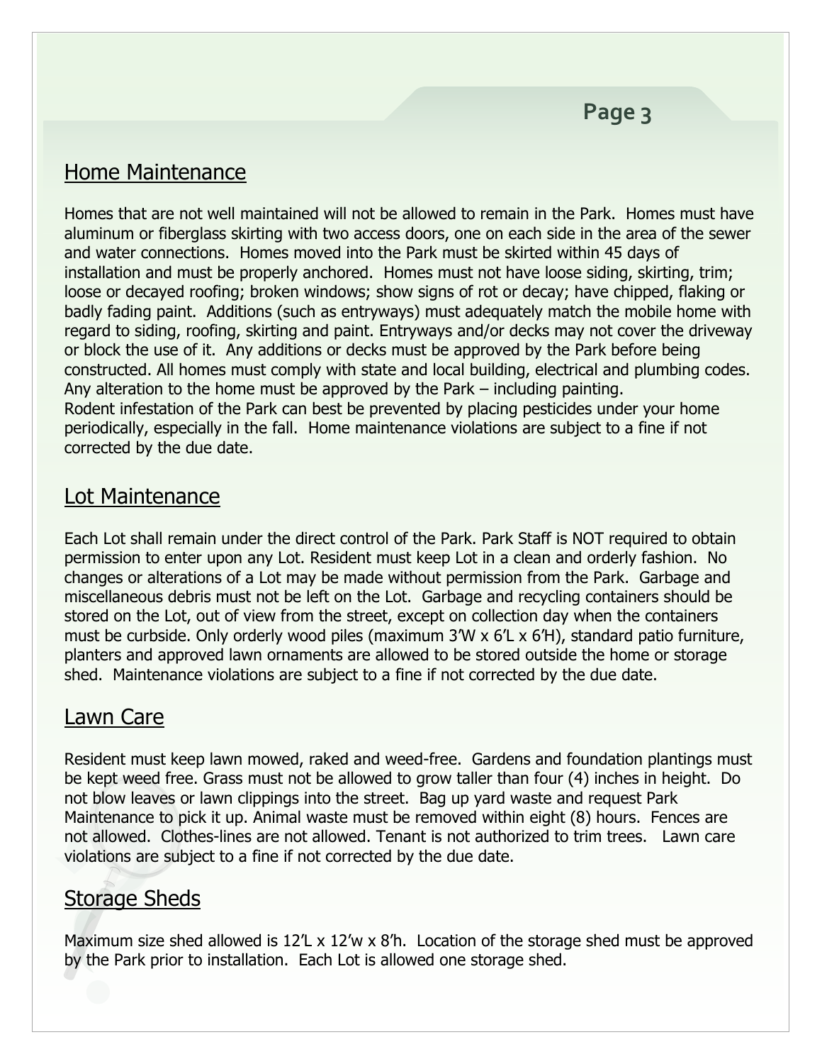## Home Maintenance

Homes that are not well maintained will not be allowed to remain in the Park. Homes must have aluminum or fiberglass skirting with two access doors, one on each side in the area of the sewer and water connections. Homes moved into the Park must be skirted within 45 days of installation and must be properly anchored. Homes must not have loose siding, skirting, trim; loose or decayed roofing; broken windows; show signs of rot or decay; have chipped, flaking or badly fading paint. Additions (such as entryways) must adequately match the mobile home with regard to siding, roofing, skirting and paint. Entryways and/or decks may not cover the driveway or block the use of it. Any additions or decks must be approved by the Park before being constructed. All homes must comply with state and local building, electrical and plumbing codes. Any alteration to the home must be approved by the Park – including painting.
Rodent infestation of the Park can best be prevented by placing pesticides under your home periodically, especially in the fall. Home maintenance violations are subject to a fine if not corrected by the due date.

## Lot Maintenance

Each Lot shall remain under the direct control of the Park. Park Staff is NOT required to obtain permission to enter upon any Lot. Resident must keep Lot in a clean and orderly fashion. No changes or alterations of a Lot may be made without permission from the Park. Garbage and miscellaneous debris must not be left on the Lot. Garbage and recycling containers should be stored on the Lot, out of view from the street, except on collection day when the containers must be curbside. Only orderly wood piles (maximum 3'W x 6'L x 6'H), standard patio furniture, planters and approved lawn ornaments are allowed to be stored outside the home or storage shed. Maintenance violations are subject to a fine if not corrected by the due date.

## Lawn Care

Resident must keep lawn mowed, raked and weed-free. Gardens and foundation plantings must be kept weed free. Grass must not be allowed to grow taller than four (4) inches in height. Do not blow leaves or lawn clippings into the street. Bag up yard waste and request Park Maintenance to pick it up. Animal waste must be removed within eight (8) hours. Fences are not allowed. Clothes-lines are not allowed. Tenant is not authorized to trim trees. Lawn care violations are subject to a fine if not corrected by the due date.

## Storage Sheds

Maximum size shed allowed is 12'L x 12'w x 8'h. Location of the storage shed must be approved by the Park prior to installation. Each Lot is allowed one storage shed.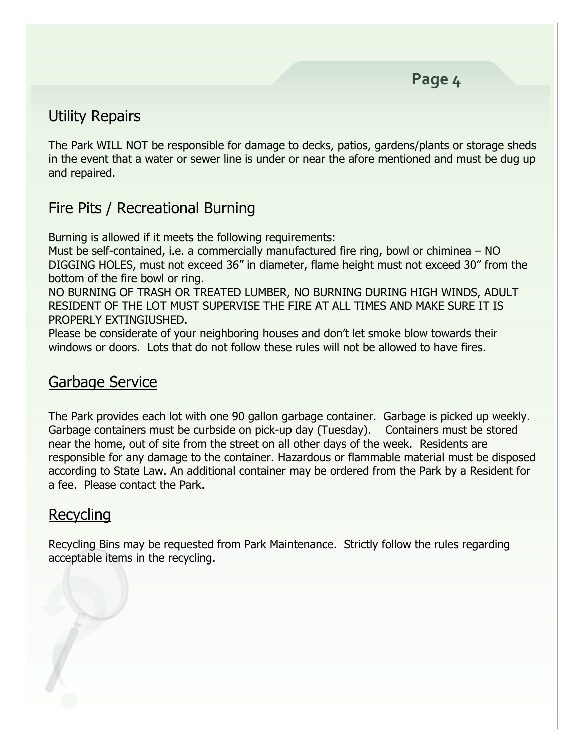## Utility Repairs

The Park WILL NOT be responsible for damage to decks, patios, gardens/plants or storage sheds in the event that a water or sewer line is under or near the afore mentioned and must be dug up and repaired.

## Fire Pits / Recreational Burning

Burning is allowed if it meets the following requirements:
Must be self-contained, i.e. a commercially manufactured fire ring, bowl or chiminea – NO DIGGING HOLES, must not exceed 36" in diameter, flame height must not exceed 30" from the bottom of the fire bowl or ring.
NO BURNING OF TRASH OR TREATED LUMBER, NO BURNING DURING HIGH WINDS, ADULT RESIDENT OF THE LOT MUST SUPERVISE THE FIRE AT ALL TIMES AND MAKE SURE IT IS PROPERLY EXTINGIUSHED.
Please be considerate of your neighboring houses and don't let smoke blow towards their windows or doors. Lots that do not follow these rules will not be allowed to have fires.

## Garbage Service

The Park provides each lot with one 90 gallon garbage container. Garbage is picked up weekly. Garbage containers must be curbside on pick-up day (Tuesday). Containers must be stored near the home, out of site from the street on all other days of the week. Residents are responsible for any damage to the container. Hazardous or flammable material must be disposed according to State Law. An additional container may be ordered from the Park by a Resident for a fee. Please contact the Park.

## Recycling

Recycling Bins may be requested from Park Maintenance. Strictly follow the rules regarding acceptable items in the recycling.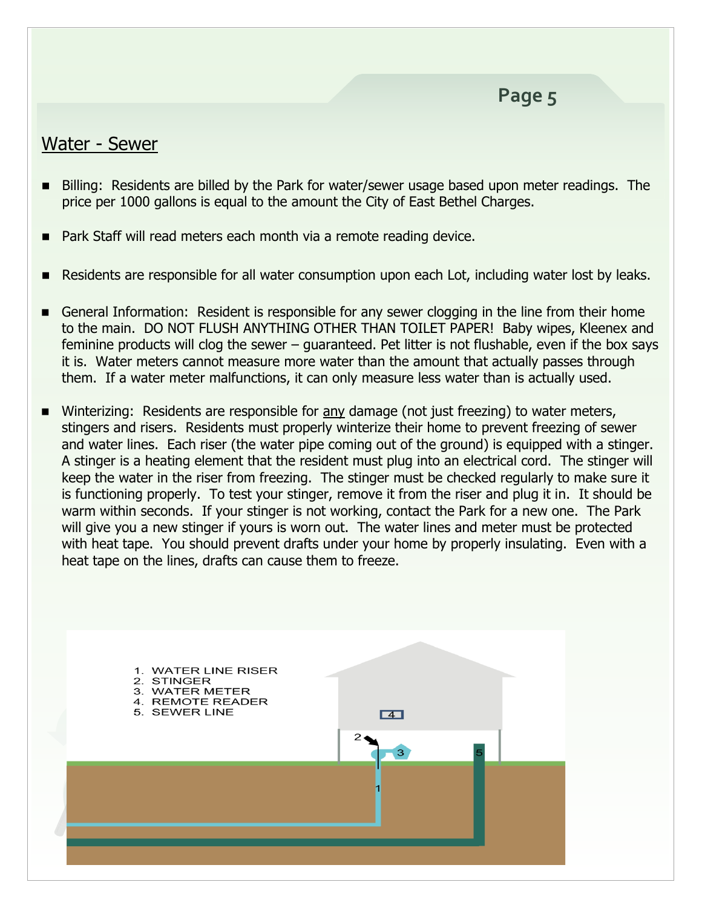## Water - Sewer

- Billing: Residents are billed by the Park for water/sewer usage based upon meter readings. The price per 1000 gallons is equal to the amount the City of East Bethel Charges.
- Park Staff will read meters each month via a remote reading device.
- Residents are responsible for all water consumption upon each Lot, including water lost by leaks.
- General Information: Resident is responsible for any sewer clogging in the line from their home to the main. DO NOT FLUSH ANYTHING OTHER THAN TOILET PAPER! Baby wipes, Kleenex and feminine products will clog the sewer – guaranteed. Pet litter is not flushable, even if the box says it is. Water meters cannot measure more water than the amount that actually passes through them. If a water meter malfunctions, it can only measure less water than is actually used.
- Winterizing: Residents are responsible for any damage (not just freezing) to water meters, stingers and risers. Residents must properly winterize their home to prevent freezing of sewer and water lines. Each riser (the water pipe coming out of the ground) is equipped with a stinger. A stinger is a heating element that the resident must plug into an electrical cord. The stinger will keep the water in the riser from freezing. The stinger must be checked regularly to make sure it is functioning properly. To test your stinger, remove it from the riser and plug it in. It should be warm within seconds. If your stinger is not working, contact the Park for a new one. The Park will give you a new stinger if yours is worn out. The water lines and meter must be protected with heat tape. You should prevent drafts under your home by properly insulating. Even with a heat tape on the lines, drafts can cause them to freeze.

1. WATER LINE RISER
2. STINGER
3. WATER METER
4. REMOTE READER
5. SEWER LINE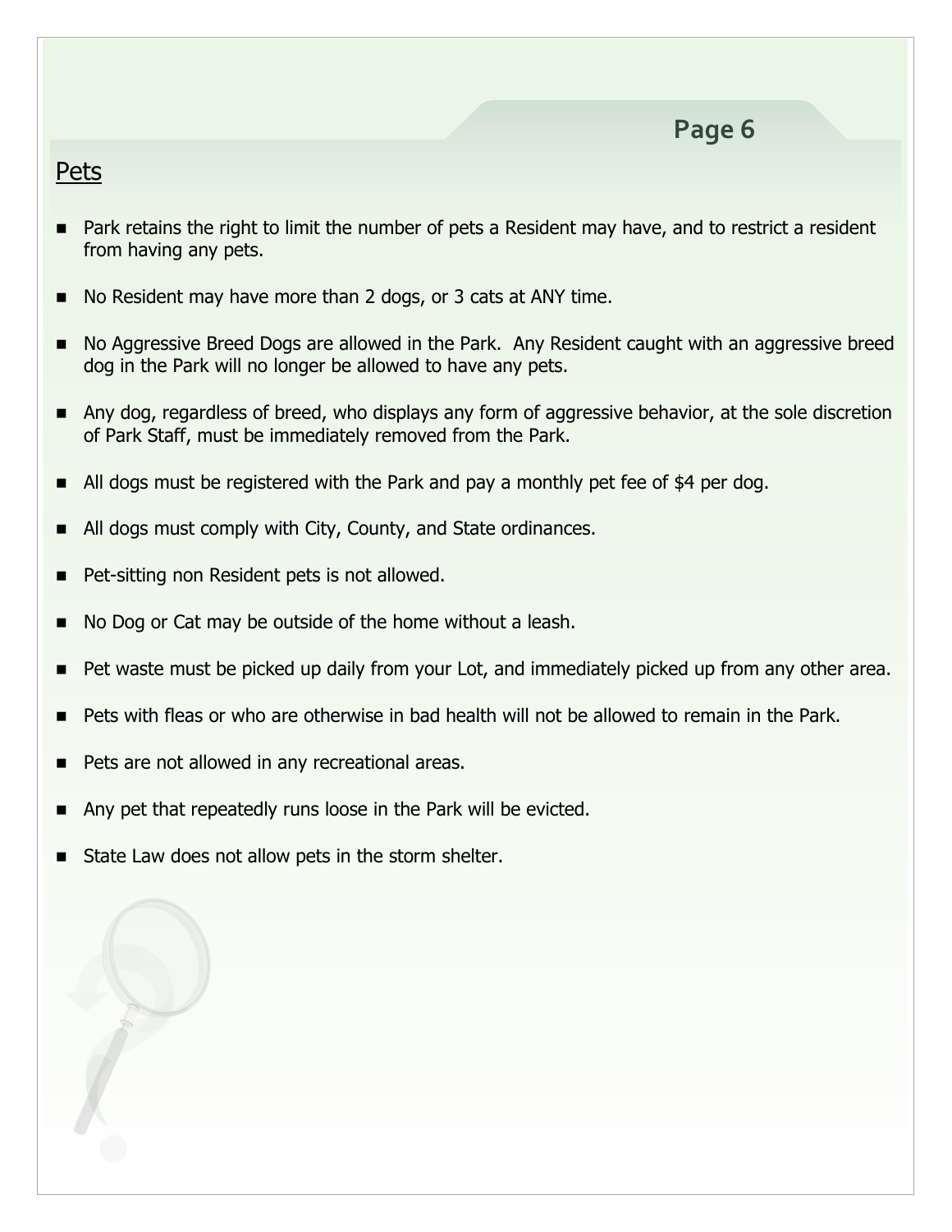## Pets

- Park retains the right to limit the number of pets a Resident may have, and to restrict a resident from having any pets.
- No Resident may have more than 2 dogs, or 3 cats at ANY time.
- No Aggressive Breed Dogs are allowed in the Park. Any Resident caught with an aggressive breed dog in the Park will no longer be allowed to have any pets.
- Any dog, regardless of breed, who displays any form of aggressive behavior, at the sole discretion of Park Staff, must be immediately removed from the Park.
- All dogs must be registered with the Park and pay a monthly pet fee of $4 per dog.
- All dogs must comply with City, County, and State ordinances.
- Pet-sitting non Resident pets is not allowed.
- No Dog or Cat may be outside of the home without a leash.
- Pet waste must be picked up daily from your Lot, and immediately picked up from any other area.
- Pets with fleas or who are otherwise in bad health will not be allowed to remain in the Park.
- Pets are not allowed in any recreational areas.
- Any pet that repeatedly runs loose in the Park will be evicted.
- State Law does not allow pets in the storm shelter.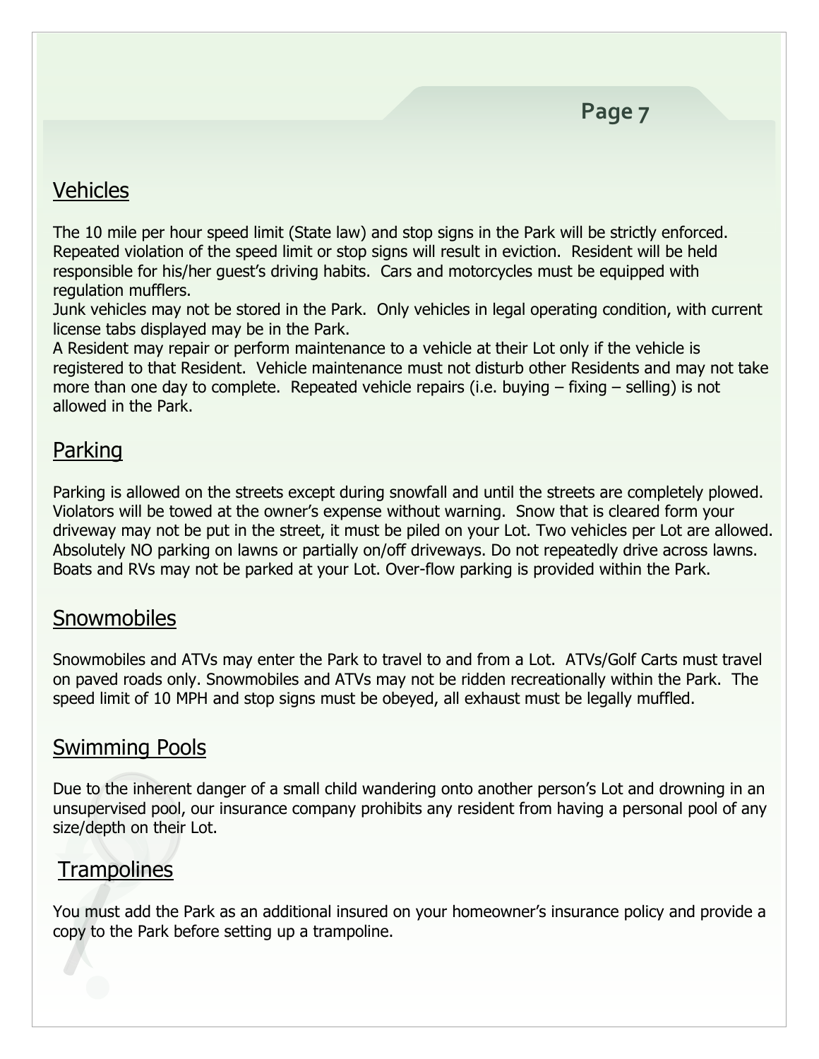## Vehicles

The 10 mile per hour speed limit (State law) and stop signs in the Park will be strictly enforced. Repeated violation of the speed limit or stop signs will result in eviction. Resident will be held responsible for his/her guest's driving habits. Cars and motorcycles must be equipped with regulation mufflers.

Junk vehicles may not be stored in the Park. Only vehicles in legal operating condition, with current license tabs displayed may be in the Park.

A Resident may repair or perform maintenance to a vehicle at their Lot only if the vehicle is registered to that Resident. Vehicle maintenance must not disturb other Residents and may not take more than one day to complete. Repeated vehicle repairs (i.e. buying – fixing – selling) is not allowed in the Park.

## Parking

Parking is allowed on the streets except during snowfall and until the streets are completely plowed. Violators will be towed at the owner's expense without warning. Snow that is cleared form your driveway may not be put in the street, it must be piled on your Lot. Two vehicles per Lot are allowed. Absolutely NO parking on lawns or partially on/off driveways. Do not repeatedly drive across lawns. Boats and RVs may not be parked at your Lot. Over-flow parking is provided within the Park.

## Snowmobiles

Snowmobiles and ATVs may enter the Park to travel to and from a Lot. ATVs/Golf Carts must travel on paved roads only. Snowmobiles and ATVs may not be ridden recreationally within the Park. The speed limit of 10 MPH and stop signs must be obeyed, all exhaust must be legally muffled.

## Swimming Pools

Due to the inherent danger of a small child wandering onto another person's Lot and drowning in an unsupervised pool, our insurance company prohibits any resident from having a personal pool of any size/depth on their Lot.

## Trampolines

You must add the Park as an additional insured on your homeowner's insurance policy and provide a copy to the Park before setting up a trampoline.